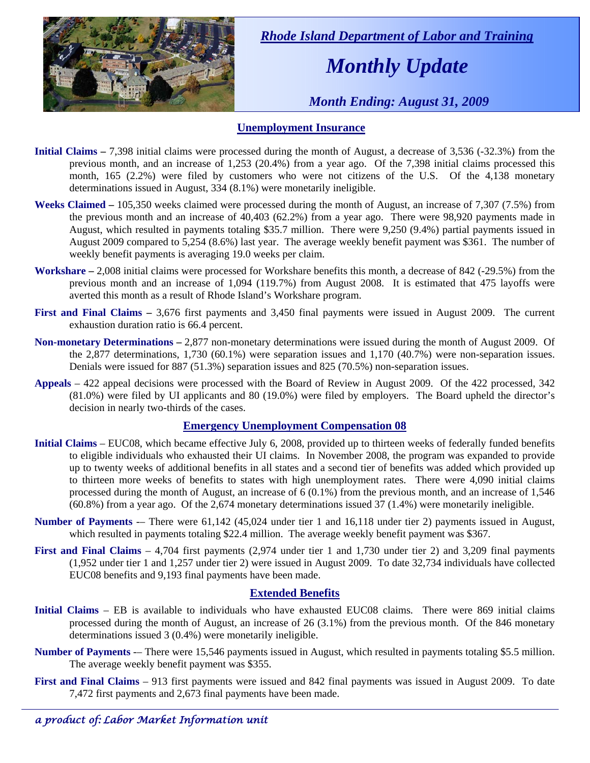*Rhode Island Department of Labor and Training*

# *Monthly Update*

*Month Ending: August 31, 2009*

## Unemployment Insurance

**Initial Claims –** 7,398 initial claims were processed during the month of August, a decrease of 3,536 (-32.3%) from the previous month, and an increase of 1,253 (20.4%) from a year ago. Of the 7,398 initial claims processed this month, 165 (2.2%) were filed by customers who were not citizens of the U.S. Of the 4,138 monetary determinations issued in August, 334 (8.1%) were monetarily ineligible.

**Weeks Claimed –** 105,350 weeks claimed were processed during the month of August, an increase of 7,307 (7.5%) from the previous month and an increase of 40,403 (62.2%) from a year ago. There were 98,920 payments made in August, which resulted in payments totaling $35.7 million. There were 9,250 (9.4%) partial payments issued in August 2009 compared to 5,254 (8.6%) last year. The average weekly benefit payment was $361. The number of weekly benefit payments is averaging 19.0 weeks per claim.

**Workshare –** 2,008 initial claims were processed for Workshare benefits this month, a decrease of 842 (-29.5%) from the previous month and an increase of 1,094 (119.7%) from August 2008. It is estimated that 475 layoffs were averted this month as a result of Rhode Island's Workshare program.

**First and Final Claims –** 3,676 first payments and 3,450 final payments were issued in August 2009. The current exhaustion duration ratio is 66.4 percent.

**Non-monetary Determinations –** 2,877 non-monetary determinations were issued during the month of August 2009. Of the 2,877 determinations, 1,730 (60.1%) were separation issues and 1,170 (40.7%) were non-separation issues. Denials were issued for 887 (51.3%) separation issues and 825 (70.5%) non-separation issues.

**Appeals** – 422 appeal decisions were processed with the Board of Review in August 2009. Of the 422 processed, 342 (81.0%) were filed by UI applicants and 80 (19.0%) were filed by employers. The Board upheld the director's decision in nearly two-thirds of the cases.

## Emergency Unemployment Compensation 08

**Initial Claims** – EUC08, which became effective July 6, 2008, provided up to thirteen weeks of federally funded benefits to eligible individuals who exhausted their UI claims. In November 2008, the program was expanded to provide up to twenty weeks of additional benefits in all states and a second tier of benefits was added which provided up to thirteen more weeks of benefits to states with high unemployment rates. There were 4,090 initial claims processed during the month of August, an increase of 6 (0.1%) from the previous month, and an increase of 1,546 (60.8%) from a year ago. Of the 2,674 monetary determinations issued 37 (1.4%) were monetarily ineligible.

**Number of Payments** -– There were 61,142 (45,024 under tier 1 and 16,118 under tier 2) payments issued in August, which resulted in payments totaling $22.4 million. The average weekly benefit payment was $367.

**First and Final Claims** – 4,704 first payments (2,974 under tier 1 and 1,730 under tier 2) and 3,209 final payments (1,952 under tier 1 and 1,257 under tier 2) were issued in August 2009. To date 32,734 individuals have collected EUC08 benefits and 9,193 final payments have been made.

## Extended Benefits

**Initial Claims** – EB is available to individuals who have exhausted EUC08 claims. There were 869 initial claims processed during the month of August, an increase of 26 (3.1%) from the previous month. Of the 846 monetary determinations issued 3 (0.4%) were monetarily ineligible.

**Number of Payments** -– There were 15,546 payments issued in August, which resulted in payments totaling $5.5 million. The average weekly benefit payment was $355.

**First and Final Claims** – 913 first payments were issued and 842 final payments was issued in August 2009. To date 7,472 first payments and 2,673 final payments have been made.

*a product of: Labor Market Information unit*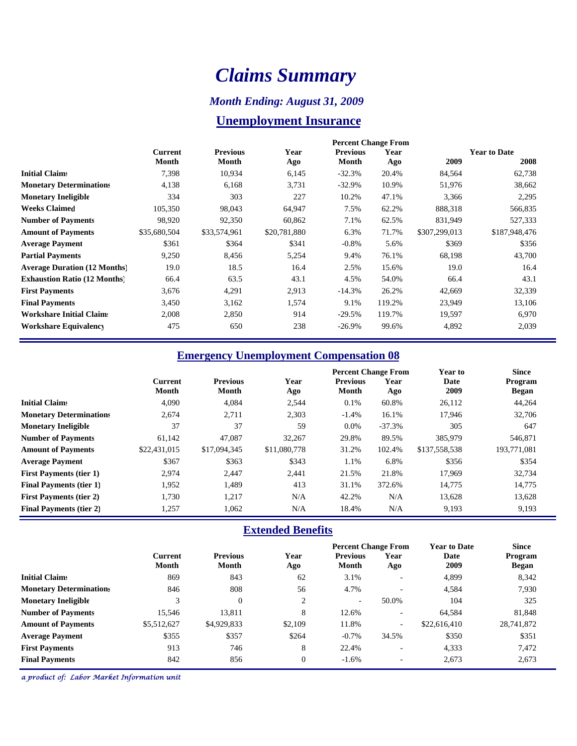# *Claims Summary*

### *Month Ending: August 31, 2009*

## Unemployment Insurance

| | Current Month | Previous Month | Year Ago | Percent Change From Previous Month | Percent Change From Year Ago | Year to Date 2009 | Year to Date 2008 |
|---|---|---|---|---|---|---|---|
| **Initial Claims** | 7,398 | 10,934 | 6,145 | -32.3% | 20.4% | 84,564 | 62,738 |
| **Monetary Determinations** | 4,138 | 6,168 | 3,731 | -32.9% | 10.9% | 51,976 | 38,662 |
| **Monetary Ineligible** | 334 | 303 | 227 | 10.2% | 47.1% | 3,366 | 2,295 |
| **Weeks Claimed** | 105,350 | 98,043 | 64,947 | 7.5% | 62.2% | 888,318 | 566,835 |
| **Number of Payments** | 98,920 | 92,350 | 60,862 | 7.1% | 62.5% | 831,949 | 527,333 |
| **Amount of Payments** | $35,680,504 | $33,574,961 | $20,781,880 | 6.3% | 71.7% | $307,299,013 | $187,948,476 |
| **Average Payment** | $361 | $364 | $341 | -0.8% | 5.6% | $369 | $356 |
| **Partial Payments** | 9,250 | 8,456 | 5,254 | 9.4% | 76.1% | 68,198 | 43,700 |
| **Average Duration (12 Months)** | 19.0 | 18.5 | 16.4 | 2.5% | 15.6% | 19.0 | 16.4 |
| **Exhaustion Ratio (12 Months)** | 66.4 | 63.5 | 43.1 | 4.5% | 54.0% | 66.4 | 43.1 |
| **First Payments** | 3,676 | 4,291 | 2,913 | -14.3% | 26.2% | 42,669 | 32,339 |
| **Final Payments** | 3,450 | 3,162 | 1,574 | 9.1% | 119.2% | 23,949 | 13,106 |
| **Workshare Initial Claims** | 2,008 | 2,850 | 914 | -29.5% | 119.7% | 19,597 | 6,970 |
| **Workshare Equivalency** | 475 | 650 | 238 | -26.9% | 99.6% | 4,892 | 2,039 |

## Emergency Unemployment Compensation 08

| | Current Month | Previous Month | Year Ago | Percent Change From Previous Month | Percent Change From Year Ago | Year to Date 2009 | Since Program Began |
|---|---|---|---|---|---|---|---|
| **Initial Claims** | 4,090 | 4,084 | 2,544 | 0.1% | 60.8% | 26,112 | 44,264 |
| **Monetary Determinations** | 2,674 | 2,711 | 2,303 | -1.4% | 16.1% | 17,946 | 32,706 |
| **Monetary Ineligible** | 37 | 37 | 59 | 0.0% | -37.3% | 305 | 647 |
| **Number of Payments** | 61,142 | 47,087 | 32,267 | 29.8% | 89.5% | 385,979 | 546,871 |
| **Amount of Payments** | $22,431,015 | $17,094,345 | $11,080,778 | 31.2% | 102.4% | $137,558,538 | 193,771,081 |
| **Average Payment** | $367 | $363 | $343 | 1.1% | 6.8% | $356 | $354 |
| **First Payments (tier 1)** | 2,974 | 2,447 | 2,441 | 21.5% | 21.8% | 17,969 | 32,734 |
| **Final Payments (tier 1)** | 1,952 | 1,489 | 413 | 31.1% | 372.6% | 14,775 | 14,775 |
| **First Payments (tier 2)** | 1,730 | 1,217 | N/A | 42.2% | N/A | 13,628 | 13,628 |
| **Final Payments (tier 2)** | 1,257 | 1,062 | N/A | 18.4% | N/A | 9,193 | 9,193 |

## Extended Benefits

| | Current Month | Previous Month | Year Ago | Percent Change From Previous Month | Percent Change From Year Ago | Year to Date Date 2009 | Since Program Began |
|---|---|---|---|---|---|---|---|
| **Initial Claims** | 869 | 843 | 62 | 3.1% | - | 4,899 | 8,342 |
| **Monetary Determinations** | 846 | 808 | 56 | 4.7% | - | 4,584 | 7,930 |
| **Monetary Ineligible** | 3 | 0 | 2 | - | 50.0% | 104 | 325 |
| **Number of Payments** | 15,546 | 13,811 | 8 | 12.6% | - | 64,584 | 81,848 |
| **Amount of Payments** | $5,512,627 | $4,929,833 | $2,109 | 11.8% | - | $22,616,410 | 28,741,872 |
| **Average Payment** | $355 | $357 | $264 | -0.7% | 34.5% | $350 | $351 |
| **First Payments** | 913 | 746 | 8 | 22.4% | - | 4,333 | 7,472 |
| **Final Payments** | 842 | 856 | 0 | -1.6% | - | 2,673 | 2,673 |

*a product of: Labor Market Information unit*